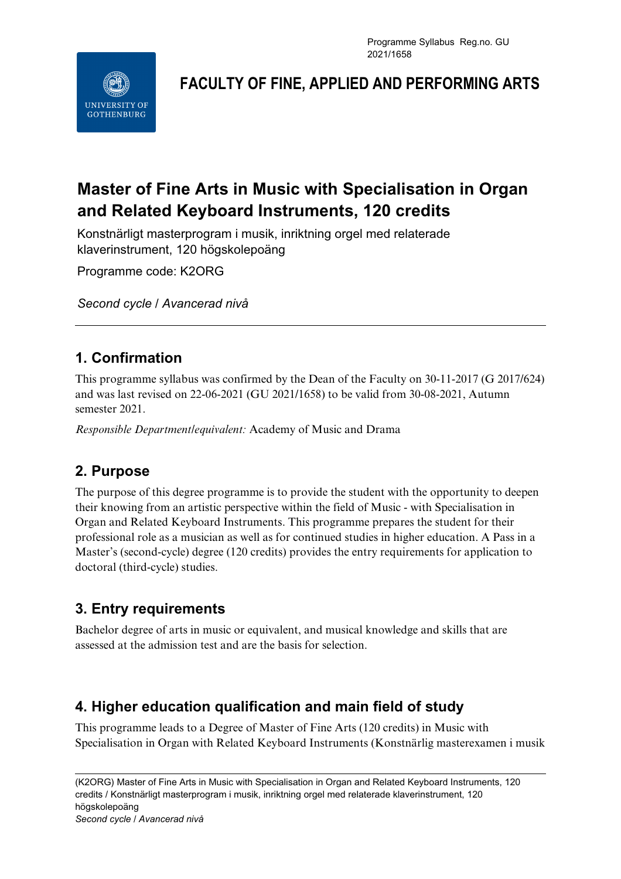Programme Syllabus Reg.no. GU 2021/1658

# FACULTY OF FINE, APPLIED AND PERFORMING ARTS

# Master of Fine Arts in Music with Specialisation in Organ and Related Keyboard Instruments, 120 credits

Konstnärligt masterprogram i musik, inriktning orgel med relaterade klaverinstrument, 120 högskolepoäng

Programme code: K2ORG

*Second cycle / Avancerad nivå*

---

## 1. Confirmation

This programme syllabus was confirmed by the Dean of the Faculty on 30-11-2017 (G 2017/624) and was last revised on 22-06-2021 (GU 2021/1658) to be valid from 30-08-2021, Autumn semester 2021.

*Responsible Department/equivalent:* Academy of Music and Drama

## 2. Purpose

The purpose of this degree programme is to provide the student with the opportunity to deepen their knowing from an artistic perspective within the field of Music - with Specialisation in Organ and Related Keyboard Instruments. This programme prepares the student for their professional role as a musician as well as for continued studies in higher education. A Pass in a Master's (second-cycle) degree (120 credits) provides the entry requirements for application to doctoral (third-cycle) studies.

## 3. Entry requirements

Bachelor degree of arts in music or equivalent, and musical knowledge and skills that are assessed at the admission test and are the basis for selection.

## 4. Higher education qualification and main field of study

This programme leads to a Degree of Master of Fine Arts (120 credits) in Music with Specialisation in Organ with Related Keyboard Instruments (Konstnärlig masterexamen i musik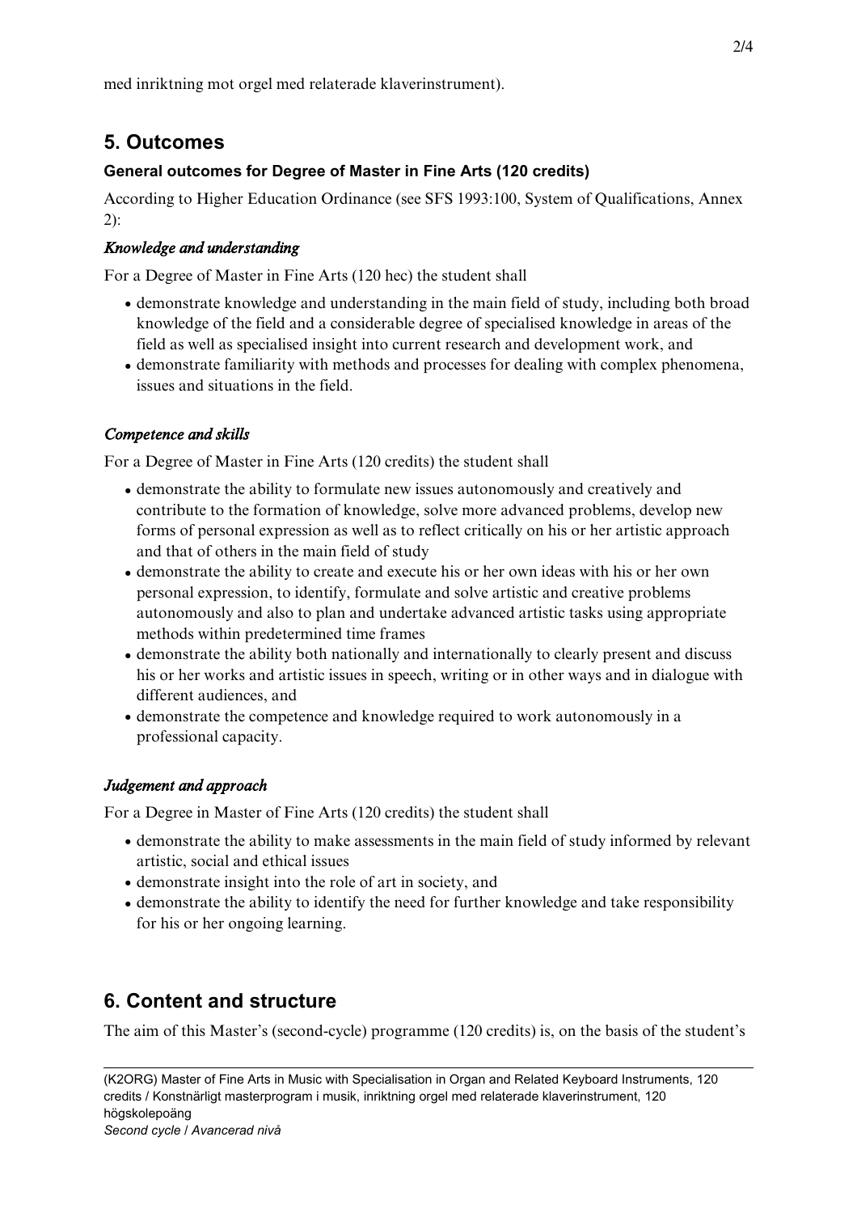med inriktning mot orgel med relaterade klaverinstrument).

## 5. Outcomes

### General outcomes for Degree of Master in Fine Arts (120 credits)

According to Higher Education Ordinance (see SFS 1993:100, System of Qualifications, Annex 2):

#### *Knowledge and understanding*

For a Degree of Master in Fine Arts (120 hec) the student shall

- demonstrate knowledge and understanding in the main field of study, including both broad knowledge of the field and a considerable degree of specialised knowledge in areas of the field as well as specialised insight into current research and development work, and
- demonstrate familiarity with methods and processes for dealing with complex phenomena, issues and situations in the field.

#### *Competence and skills*

For a Degree of Master in Fine Arts (120 credits) the student shall

- demonstrate the ability to formulate new issues autonomously and creatively and contribute to the formation of knowledge, solve more advanced problems, develop new forms of personal expression as well as to reflect critically on his or her artistic approach and that of others in the main field of study
- demonstrate the ability to create and execute his or her own ideas with his or her own personal expression, to identify, formulate and solve artistic and creative problems autonomously and also to plan and undertake advanced artistic tasks using appropriate methods within predetermined time frames
- demonstrate the ability both nationally and internationally to clearly present and discuss his or her works and artistic issues in speech, writing or in other ways and in dialogue with different audiences, and
- demonstrate the competence and knowledge required to work autonomously in a professional capacity.

#### *Judgement and approach*

For a Degree in Master of Fine Arts (120 credits) the student shall

- demonstrate the ability to make assessments in the main field of study informed by relevant artistic, social and ethical issues
- demonstrate insight into the role of art in society, and
- demonstrate the ability to identify the need for further knowledge and take responsibility for his or her ongoing learning.

## 6. Content and structure

The aim of this Master's (second-cycle) programme (120 credits) is, on the basis of the student's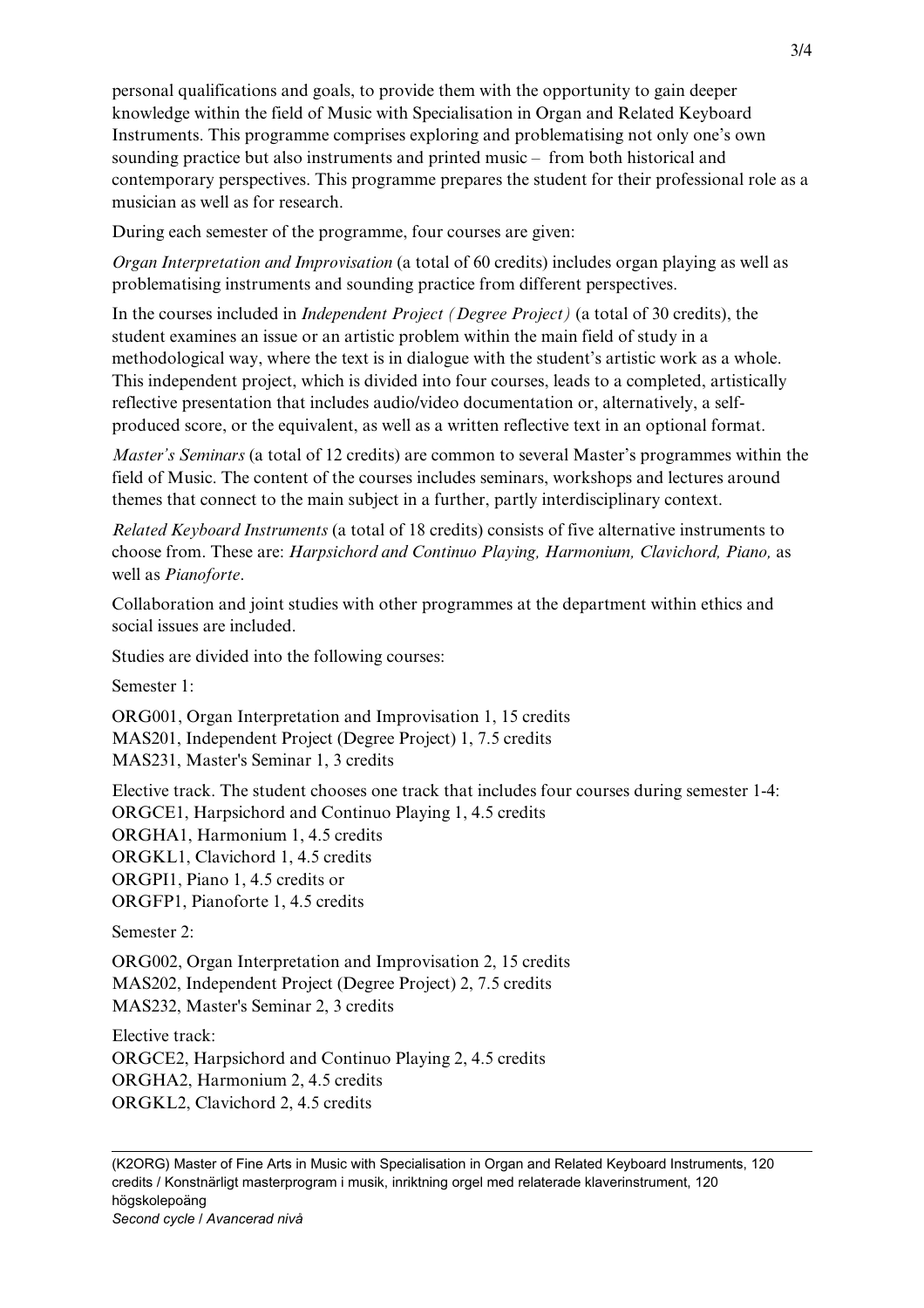personal qualifications and goals, to provide them with the opportunity to gain deeper knowledge within the field of Music with Specialisation in Organ and Related Keyboard Instruments. This programme comprises exploring and problematising not only one's own sounding practice but also instruments and printed music – from both historical and contemporary perspectives. This programme prepares the student for their professional role as a musician as well as for research.

During each semester of the programme, four courses are given:

*Organ Interpretation and Improvisation* (a total of 60 credits) includes organ playing as well as problematising instruments and sounding practice from different perspectives.

In the courses included in *Independent Project (Degree Project)* (a total of 30 credits), the student examines an issue or an artistic problem within the main field of study in a methodological way, where the text is in dialogue with the student's artistic work as a whole. This independent project, which is divided into four courses, leads to a completed, artistically reflective presentation that includes audio/video documentation or, alternatively, a self-produced score, or the equivalent, as well as a written reflective text in an optional format.

*Master's Seminars* (a total of 12 credits) are common to several Master's programmes within the field of Music. The content of the courses includes seminars, workshops and lectures around themes that connect to the main subject in a further, partly interdisciplinary context.

*Related Keyboard Instruments* (a total of 18 credits) consists of five alternative instruments to choose from. These are: *Harpsichord and Continuo Playing, Harmonium, Clavichord, Piano,* as well as *Pianoforte*.

Collaboration and joint studies with other programmes at the department within ethics and social issues are included.

Studies are divided into the following courses:

Semester 1:

ORG001, Organ Interpretation and Improvisation 1, 15 credits
MAS201, Independent Project (Degree Project) 1, 7.5 credits
MAS231, Master's Seminar 1, 3 credits

Elective track. The student chooses one track that includes four courses during semester 1-4:
ORGCE1, Harpsichord and Continuo Playing 1, 4.5 credits
ORGHA1, Harmonium 1, 4.5 credits
ORGKL1, Clavichord 1, 4.5 credits
ORGPI1, Piano 1, 4.5 credits or
ORGFP1, Pianoforte 1, 4.5 credits

Semester 2:

ORG002, Organ Interpretation and Improvisation 2, 15 credits
MAS202, Independent Project (Degree Project) 2, 7.5 credits
MAS232, Master's Seminar 2, 3 credits

Elective track:
ORGCE2, Harpsichord and Continuo Playing 2, 4.5 credits
ORGHA2, Harmonium 2, 4.5 credits
ORGKL2, Clavichord 2, 4.5 credits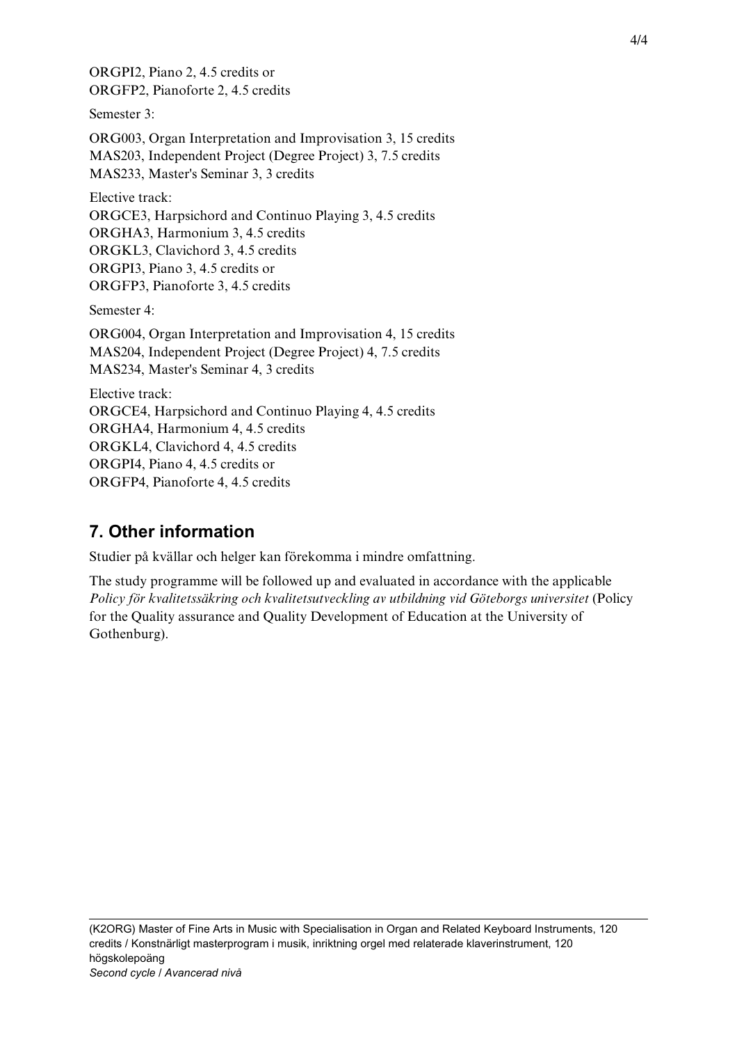ORGPI2, Piano 2, 4.5 credits or
ORGFP2, Pianoforte 2, 4.5 credits

Semester 3:

ORG003, Organ Interpretation and Improvisation 3, 15 credits
MAS203, Independent Project (Degree Project) 3, 7.5 credits
MAS233, Master's Seminar 3, 3 credits

Elective track:
ORGCE3, Harpsichord and Continuo Playing 3, 4.5 credits
ORGHA3, Harmonium 3, 4.5 credits
ORGKL3, Clavichord 3, 4.5 credits
ORGPI3, Piano 3, 4.5 credits or
ORGFP3, Pianoforte 3, 4.5 credits

Semester 4:

ORG004, Organ Interpretation and Improvisation 4, 15 credits
MAS204, Independent Project (Degree Project) 4, 7.5 credits
MAS234, Master's Seminar 4, 3 credits

Elective track:
ORGCE4, Harpsichord and Continuo Playing 4, 4.5 credits
ORGHA4, Harmonium 4, 4.5 credits
ORGKL4, Clavichord 4, 4.5 credits
ORGPI4, Piano 4, 4.5 credits or
ORGFP4, Pianoforte 4, 4.5 credits

## 7. Other information

Studier på kvällar och helger kan förekomma i mindre omfattning.

The study programme will be followed up and evaluated in accordance with the applicable *Policy för kvalitetssäkring och kvalitetsutveckling av utbildning vid Göteborgs universitet* (Policy for the Quality assurance and Quality Development of Education at the University of Gothenburg).